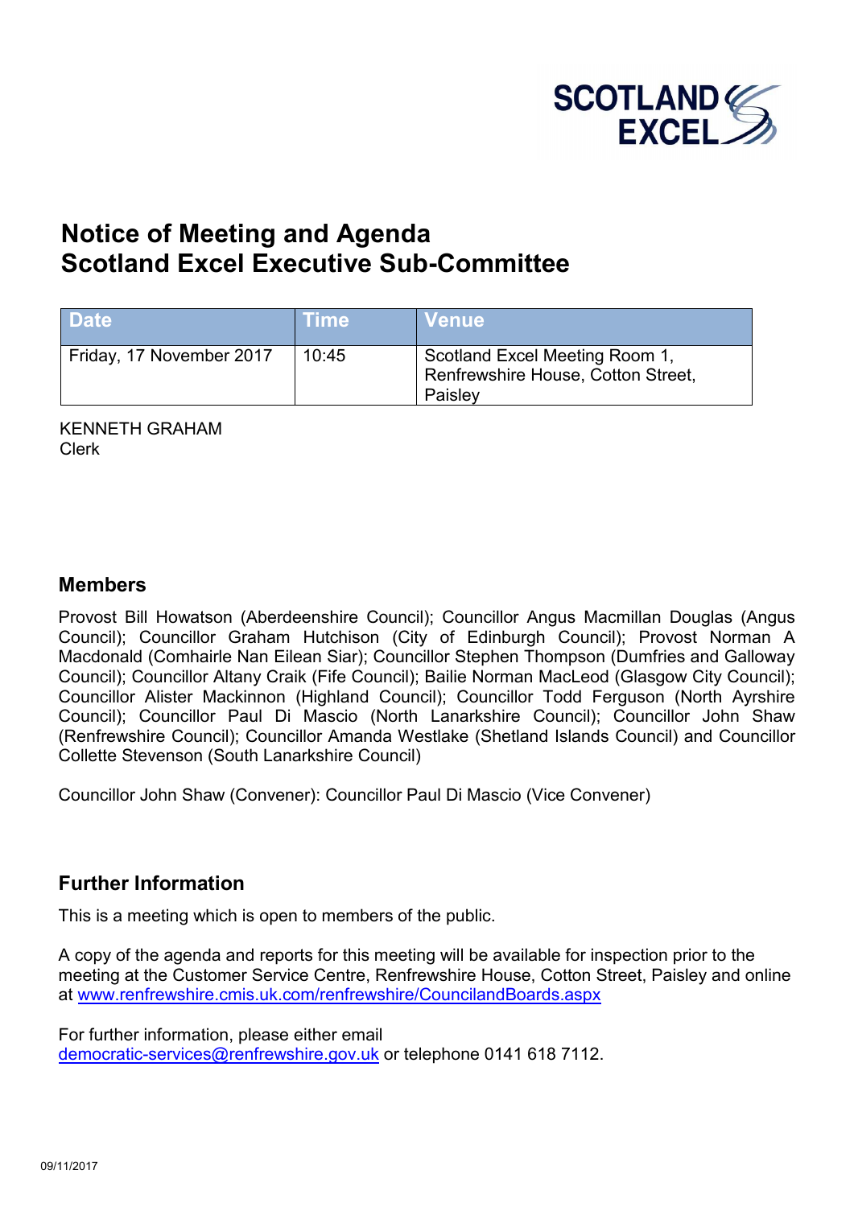# Notice of Meeting and Agenda
# Scotland Excel Executive Sub-Committee

| Date | Time | Venue |
|---|---|---|
| Friday, 17 November 2017 | 10:45 | Scotland Excel Meeting Room 1, Renfrewshire House, Cotton Street, Paisley |

KENNETH GRAHAM
Clerk

## Members

Provost Bill Howatson (Aberdeenshire Council); Councillor Angus Macmillan Douglas (Angus Council); Councillor Graham Hutchison (City of Edinburgh Council); Provost Norman A Macdonald (Comhairle Nan Eilean Siar); Councillor Stephen Thompson (Dumfries and Galloway Council); Councillor Altany Craik (Fife Council); Bailie Norman MacLeod (Glasgow City Council); Councillor Alister Mackinnon (Highland Council); Councillor Todd Ferguson (North Ayrshire Council); Councillor Paul Di Mascio (North Lanarkshire Council); Councillor John Shaw (Renfrewshire Council); Councillor Amanda Westlake (Shetland Islands Council) and Councillor Collette Stevenson (South Lanarkshire Council)

Councillor John Shaw (Convener): Councillor Paul Di Mascio (Vice Convener)

## Further Information

This is a meeting which is open to members of the public.

A copy of the agenda and reports for this meeting will be available for inspection prior to the meeting at the Customer Service Centre, Renfrewshire House, Cotton Street, Paisley and online at www.renfrewshire.cmis.uk.com/renfrewshire/CouncilandBoards.aspx

For further information, please either email democratic-services@renfrewshire.gov.uk or telephone 0141 618 7112.

09/11/2017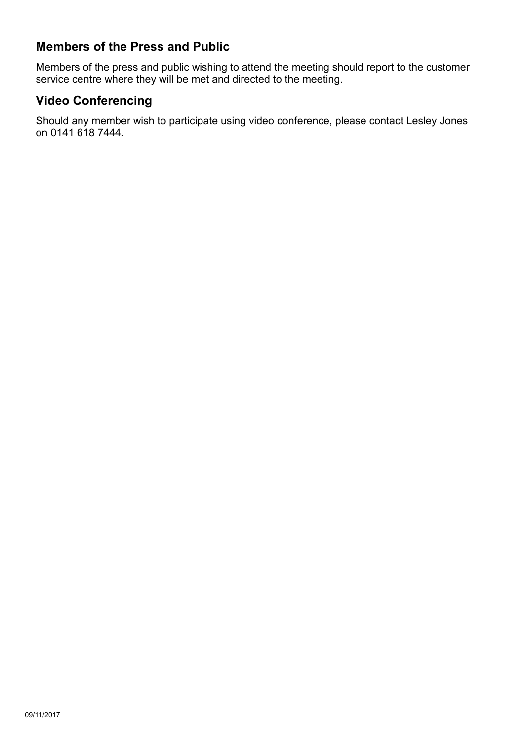## Members of the Press and Public

Members of the press and public wishing to attend the meeting should report to the customer service centre where they will be met and directed to the meeting.

## Video Conferencing

Should any member wish to participate using video conference, please contact Lesley Jones on 0141 618 7444.

09/11/2017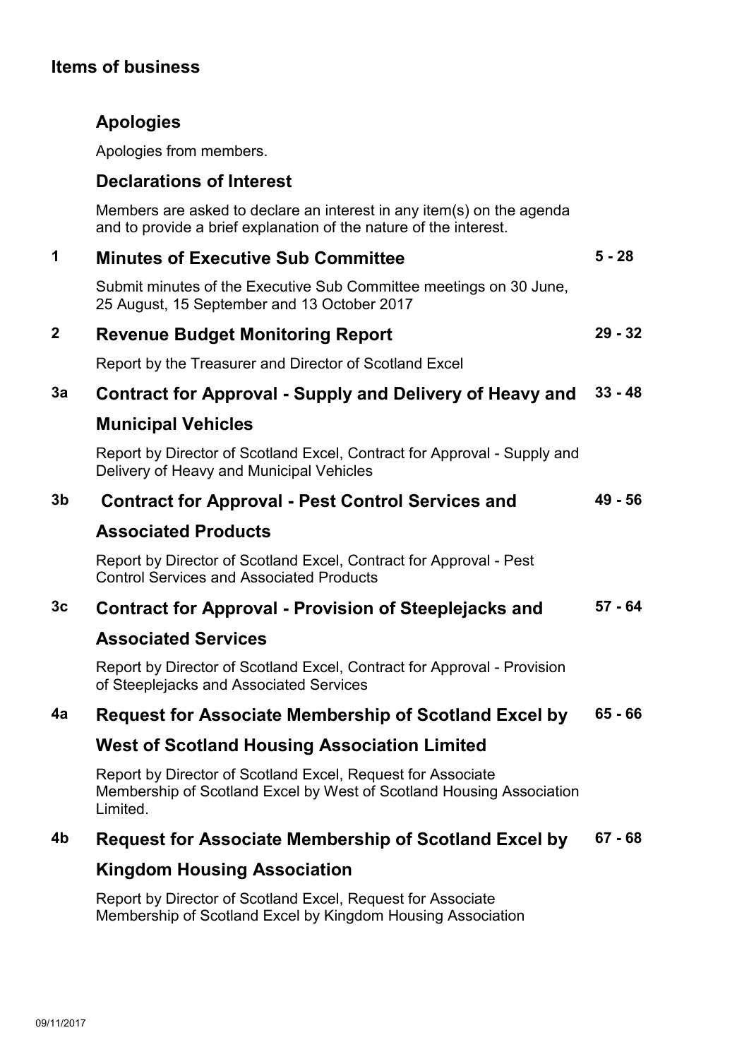## Items of business

### Apologies

Apologies from members.

### Declarations of Interest

Members are asked to declare an interest in any item(s) on the agenda and to provide a brief explanation of the nature of the interest.

| | | |
|---|---|---|
| **1** | **Minutes of Executive Sub Committee**<br>Submit minutes of the Executive Sub Committee meetings on 30 June, 25 August, 15 September and 13 October 2017 | **5 - 28** |
| **2** | **Revenue Budget Monitoring Report**<br>Report by the Treasurer and Director of Scotland Excel | **29 - 32** |
| **3a** | **Contract for Approval - Supply and Delivery of Heavy and Municipal Vehicles**<br>Report by Director of Scotland Excel, Contract for Approval - Supply and Delivery of Heavy and Municipal Vehicles | **33 - 48** |
| **3b** | **Contract for Approval - Pest Control Services and Associated Products**<br>Report by Director of Scotland Excel, Contract for Approval - Pest Control Services and Associated Products | **49 - 56** |
| **3c** | **Contract for Approval - Provision of Steeplejacks and Associated Services**<br>Report by Director of Scotland Excel, Contract for Approval - Provision of Steeplejacks and Associated Services | **57 - 64** |
| **4a** | **Request for Associate Membership of Scotland Excel by West of Scotland Housing Association Limited**<br>Report by Director of Scotland Excel, Request for Associate Membership of Scotland Excel by West of Scotland Housing Association Limited. | **65 - 66** |
| **4b** | **Request for Associate Membership of Scotland Excel by Kingdom Housing Association**<br>Report by Director of Scotland Excel, Request for Associate Membership of Scotland Excel by Kingdom Housing Association | **67 - 68** |

09/11/2017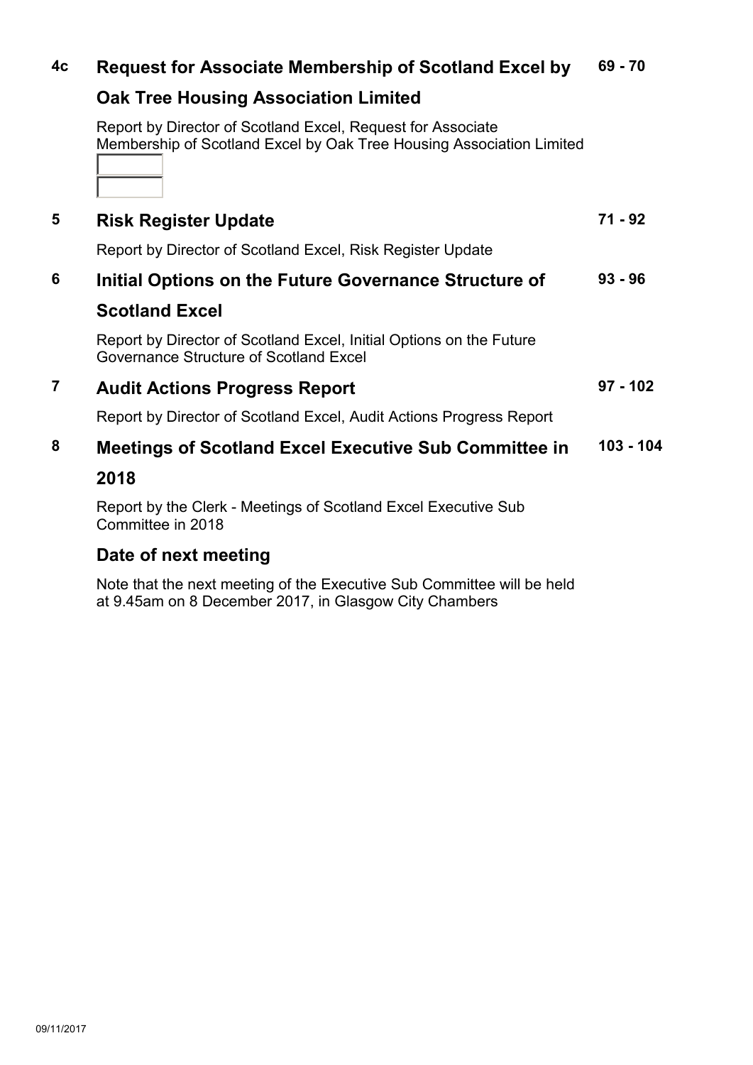**4c Request for Associate Membership of Scotland Excel by Oak Tree Housing Association Limited** **69 - 70**

Report by Director of Scotland Excel, Request for Associate Membership of Scotland Excel by Oak Tree Housing Association Limited

**5 Risk Register Update** **71 - 92**

Report by Director of Scotland Excel, Risk Register Update

**6 Initial Options on the Future Governance Structure of Scotland Excel** **93 - 96**

Report by Director of Scotland Excel, Initial Options on the Future Governance Structure of Scotland Excel

**7 Audit Actions Progress Report** **97 - 102**

Report by Director of Scotland Excel, Audit Actions Progress Report

**8 Meetings of Scotland Excel Executive Sub Committee in 2018** **103 - 104**

Report by the Clerk - Meetings of Scotland Excel Executive Sub Committee in 2018

**Date of next meeting**

Note that the next meeting of the Executive Sub Committee will be held at 9.45am on 8 December 2017, in Glasgow City Chambers